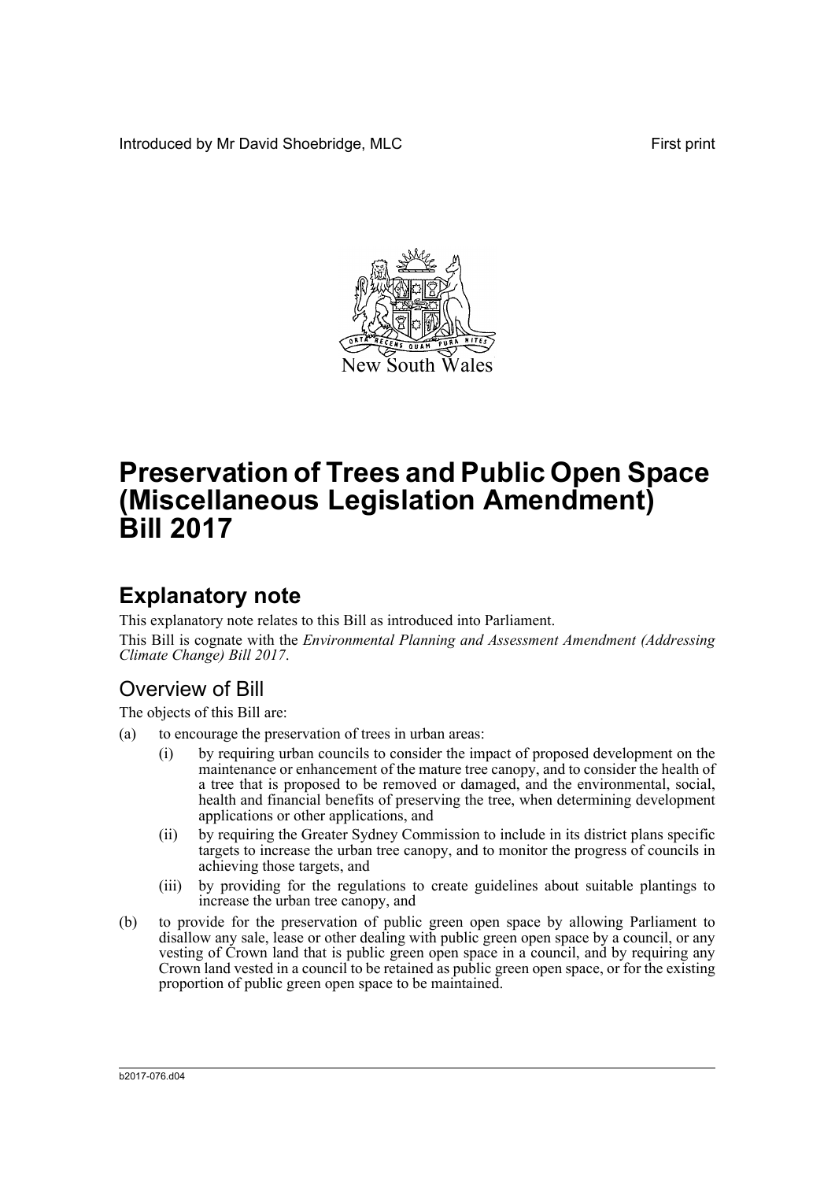Introduced by Mr David Shoebridge, MLC

First print

New South Wales

# Preservation of Trees and Public Open Space (Miscellaneous Legislation Amendment) Bill 2017

## Explanatory note

This explanatory note relates to this Bill as introduced into Parliament.

This Bill is cognate with the *Environmental Planning and Assessment Amendment (Addressing Climate Change) Bill 2017*.

### Overview of Bill

The objects of this Bill are:

(a) to encourage the preservation of trees in urban areas:

(i) by requiring urban councils to consider the impact of proposed development on the maintenance or enhancement of the mature tree canopy, and to consider the health of a tree that is proposed to be removed or damaged, and the environmental, social, health and financial benefits of preserving the tree, when determining development applications or other applications, and

(ii) by requiring the Greater Sydney Commission to include in its district plans specific targets to increase the urban tree canopy, and to monitor the progress of councils in achieving those targets, and

(iii) by providing for the regulations to create guidelines about suitable plantings to increase the urban tree canopy, and

(b) to provide for the preservation of public green open space by allowing Parliament to disallow any sale, lease or other dealing with public green open space by a council, or any vesting of Crown land that is public green open space in a council, and by requiring any Crown land vested in a council to be retained as public green open space, or for the existing proportion of public green open space to be maintained.

b2017-076.d04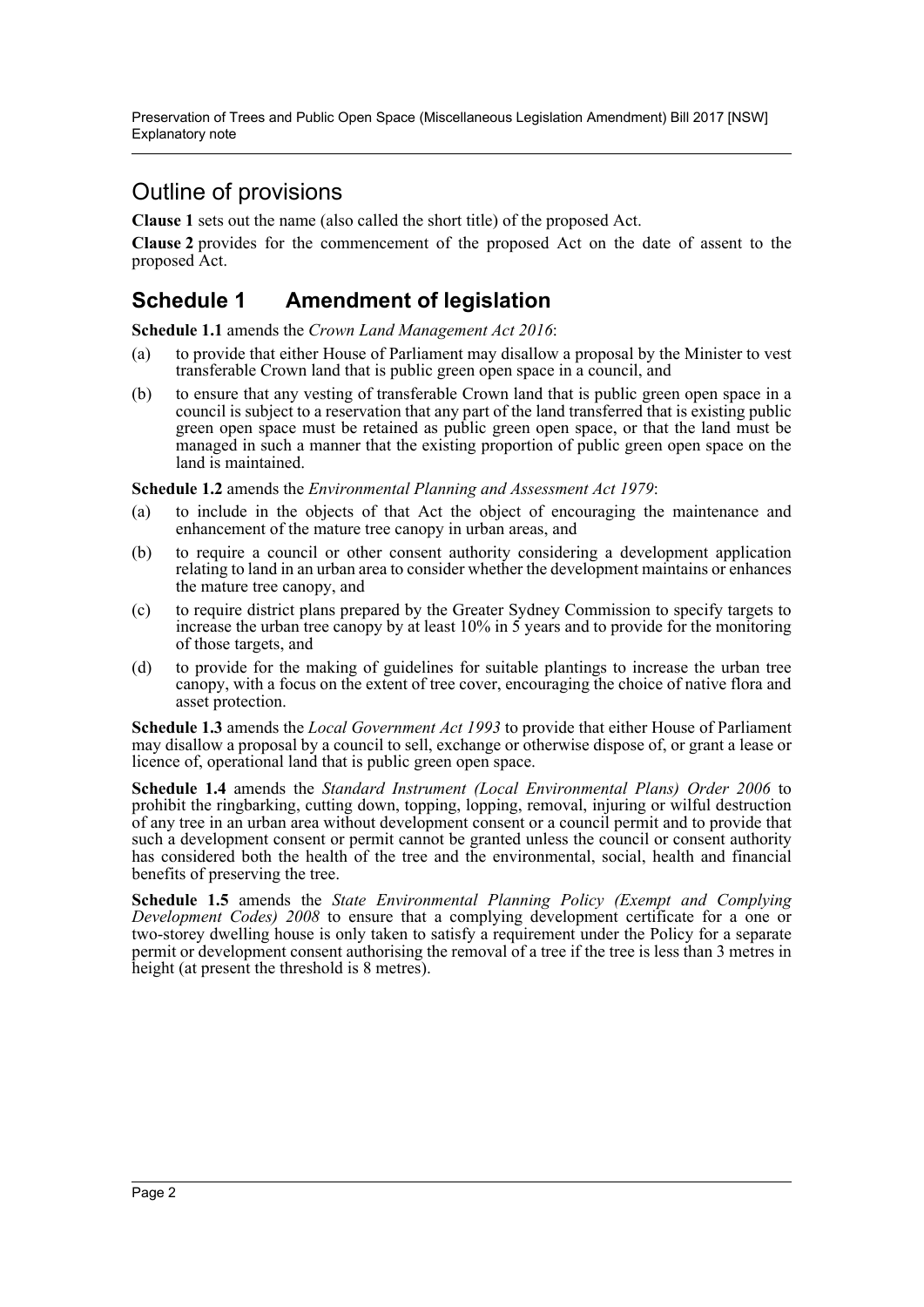## Outline of provisions

**Clause 1** sets out the name (also called the short title) of the proposed Act.

**Clause 2** provides for the commencement of the proposed Act on the date of assent to the proposed Act.

## Schedule 1 Amendment of legislation

**Schedule 1.1** amends the *Crown Land Management Act 2016*:

(a) to provide that either House of Parliament may disallow a proposal by the Minister to vest transferable Crown land that is public green open space in a council, and

(b) to ensure that any vesting of transferable Crown land that is public green open space in a council is subject to a reservation that any part of the land transferred that is existing public green open space must be retained as public green open space, or that the land must be managed in such a manner that the existing proportion of public green open space on the land is maintained.

**Schedule 1.2** amends the *Environmental Planning and Assessment Act 1979*:

(a) to include in the objects of that Act the object of encouraging the maintenance and enhancement of the mature tree canopy in urban areas, and

(b) to require a council or other consent authority considering a development application relating to land in an urban area to consider whether the development maintains or enhances the mature tree canopy, and

(c) to require district plans prepared by the Greater Sydney Commission to specify targets to increase the urban tree canopy by at least 10% in 5 years and to provide for the monitoring of those targets, and

(d) to provide for the making of guidelines for suitable plantings to increase the urban tree canopy, with a focus on the extent of tree cover, encouraging the choice of native flora and asset protection.

**Schedule 1.3** amends the *Local Government Act 1993* to provide that either House of Parliament may disallow a proposal by a council to sell, exchange or otherwise dispose of, or grant a lease or licence of, operational land that is public green open space.

**Schedule 1.4** amends the *Standard Instrument (Local Environmental Plans) Order 2006* to prohibit the ringbarking, cutting down, topping, lopping, removal, injuring or wilful destruction of any tree in an urban area without development consent or a council permit and to provide that such a development consent or permit cannot be granted unless the council or consent authority has considered both the health of the tree and the environmental, social, health and financial benefits of preserving the tree.

**Schedule 1.5** amends the *State Environmental Planning Policy (Exempt and Complying Development Codes) 2008* to ensure that a complying development certificate for a one or two-storey dwelling house is only taken to satisfy a requirement under the Policy for a separate permit or development consent authorising the removal of a tree if the tree is less than 3 metres in height (at present the threshold is 8 metres).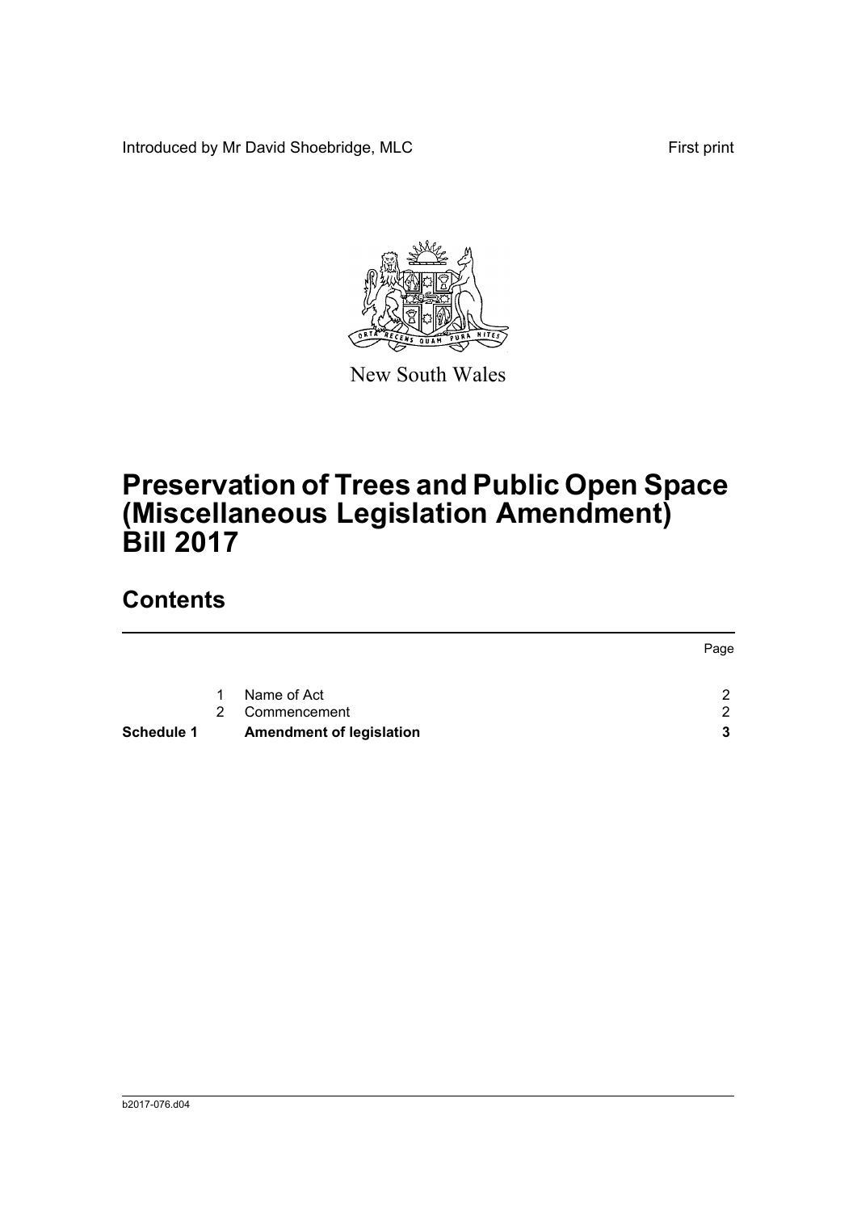Introduced by Mr David Shoebridge, MLC

First print

New South Wales

# Preservation of Trees and Public Open Space (Miscellaneous Legislation Amendment) Bill 2017

## Contents

| | | | Page |
|---|---|---|---|
| | 1 | Name of Act | 2 |
| | 2 | Commencement | 2 |
| **Schedule 1** | | **Amendment of legislation** | **3** |

b2017-076.d04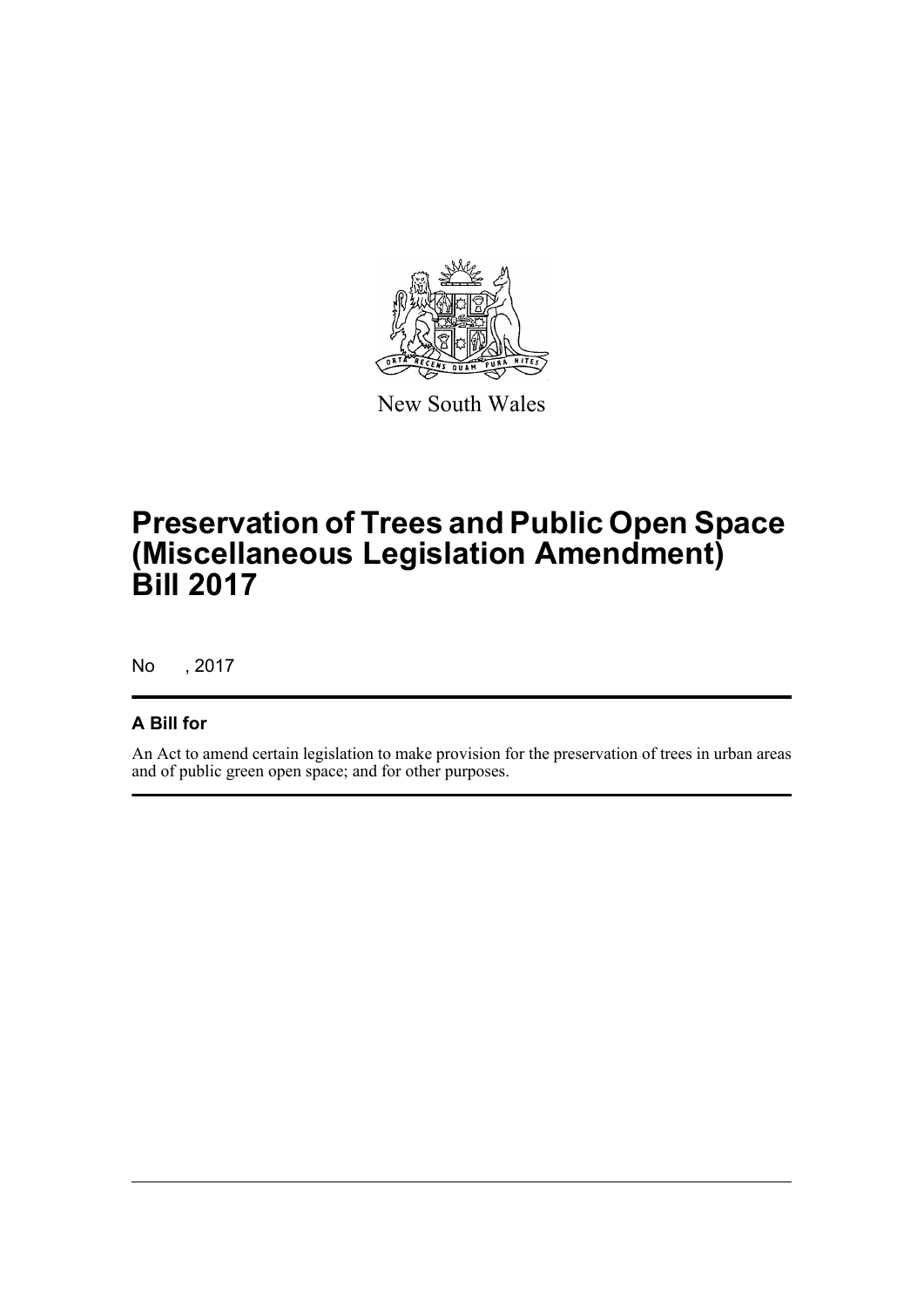New South Wales

# Preservation of Trees and Public Open Space (Miscellaneous Legislation Amendment) Bill 2017

No , 2017

## A Bill for

An Act to amend certain legislation to make provision for the preservation of trees in urban areas and of public green open space; and for other purposes.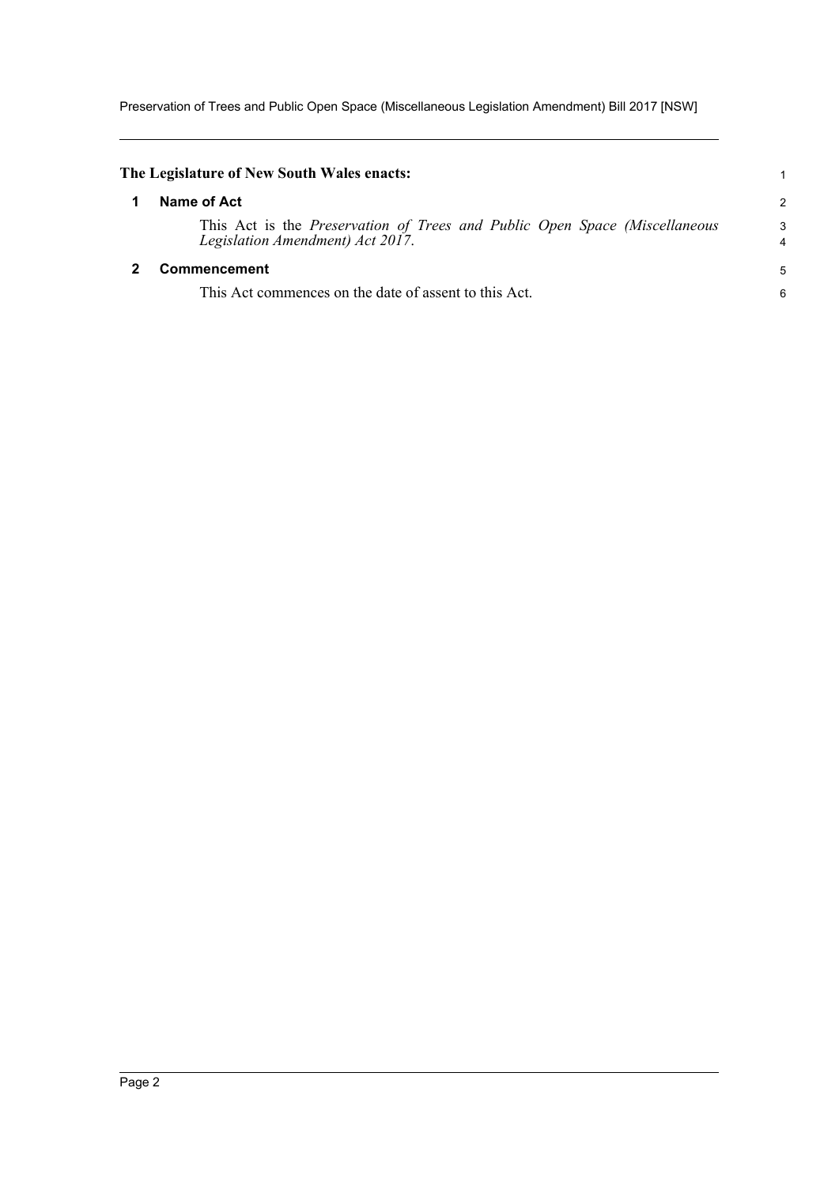**The Legislature of New South Wales enacts:**

## 1 Name of Act

This Act is the *Preservation of Trees and Public Open Space (Miscellaneous Legislation Amendment) Act 2017*.

## 2 Commencement

This Act commences on the date of assent to this Act.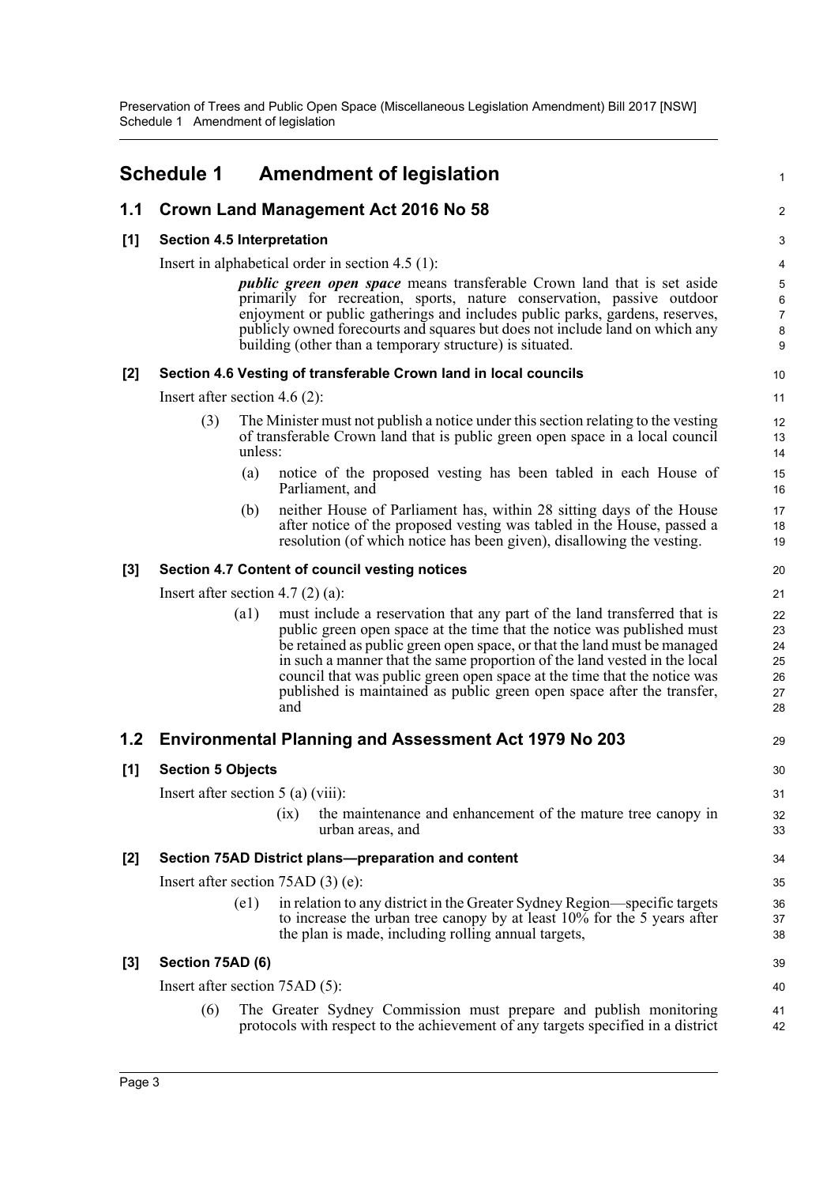# Schedule 1 Amendment of legislation

## 1.1 Crown Land Management Act 2016 No 58

### [1] Section 4.5 Interpretation

Insert in alphabetical order in section 4.5 (1):

> ***public green open space*** means transferable Crown land that is set aside primarily for recreation, sports, nature conservation, passive outdoor enjoyment or public gatherings and includes public parks, gardens, reserves, publicly owned forecourts and squares but does not include land on which any building (other than a temporary structure) is situated.

### [2] Section 4.6 Vesting of transferable Crown land in local councils

Insert after section 4.6 (2):

> (3) The Minister must not publish a notice under this section relating to the vesting of transferable Crown land that is public green open space in a local council unless:
>
> (a) notice of the proposed vesting has been tabled in each House of Parliament, and
>
> (b) neither House of Parliament has, within 28 sitting days of the House after notice of the proposed vesting was tabled in the House, passed a resolution (of which notice has been given), disallowing the vesting.

### [3] Section 4.7 Content of council vesting notices

Insert after section 4.7 (2) (a):

> (a1) must include a reservation that any part of the land transferred that is public green open space at the time that the notice was published must be retained as public green open space, or that the land must be managed in such a manner that the same proportion of the land vested in the local council that was public green open space at the time that the notice was published is maintained as public green open space after the transfer, and

## 1.2 Environmental Planning and Assessment Act 1979 No 203

### [1] Section 5 Objects

Insert after section 5 (a) (viii):

> (ix) the maintenance and enhancement of the mature tree canopy in urban areas, and

### [2] Section 75AD District plans—preparation and content

Insert after section 75AD (3) (e):

> (e1) in relation to any district in the Greater Sydney Region—specific targets to increase the urban tree canopy by at least 10% for the 5 years after the plan is made, including rolling annual targets,

### [3] Section 75AD (6)

Insert after section 75AD (5):

> (6) The Greater Sydney Commission must prepare and publish monitoring protocols with respect to the achievement of any targets specified in a district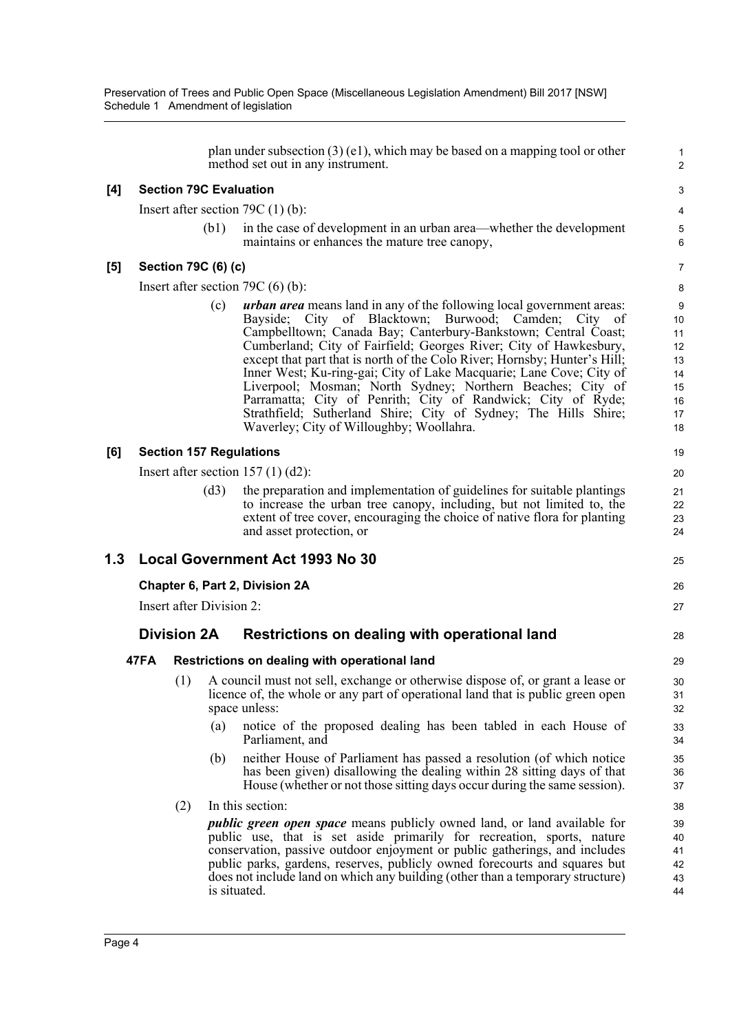plan under subsection (3) (e1), which may be based on a mapping tool or other method set out in any instrument.

**[4] Section 79C Evaluation**

Insert after section 79C (1) (b):

(b1) in the case of development in an urban area—whether the development maintains or enhances the mature tree canopy,

**[5] Section 79C (6) (c)**

Insert after section 79C (6) (b):

(c) ***urban area*** means land in any of the following local government areas: Bayside; City of Blacktown; Burwood; Camden; City of Campbelltown; Canada Bay; Canterbury-Bankstown; Central Coast; Cumberland; City of Fairfield; Georges River; City of Hawkesbury, except that part that is north of the Colo River; Hornsby; Hunter's Hill; Inner West; Ku-ring-gai; City of Lake Macquarie; Lane Cove; City of Liverpool; Mosman; North Sydney; Northern Beaches; City of Parramatta; City of Penrith; City of Randwick; City of Ryde; Strathfield; Sutherland Shire; City of Sydney; The Hills Shire; Waverley; City of Willoughby; Woollahra.

**[6] Section 157 Regulations**

Insert after section 157 (1) (d2):

(d3) the preparation and implementation of guidelines for suitable plantings to increase the urban tree canopy, including, but not limited to, the extent of tree cover, encouraging the choice of native flora for planting and asset protection, or

## 1.3 Local Government Act 1993 No 30

**Chapter 6, Part 2, Division 2A**

Insert after Division 2:

### Division 2A Restrictions on dealing with operational land

**47FA Restrictions on dealing with operational land**

(1) A council must not sell, exchange or otherwise dispose of, or grant a lease or licence of, the whole or any part of operational land that is public green open space unless:

(a) notice of the proposed dealing has been tabled in each House of Parliament, and

(b) neither House of Parliament has passed a resolution (of which notice has been given) disallowing the dealing within 28 sitting days of that House (whether or not those sitting days occur during the same session).

(2) In this section:

***public green open space*** means publicly owned land, or land available for public use, that is set aside primarily for recreation, sports, nature conservation, passive outdoor enjoyment or public gatherings, and includes public parks, gardens, reserves, publicly owned forecourts and squares but does not include land on which any building (other than a temporary structure) is situated.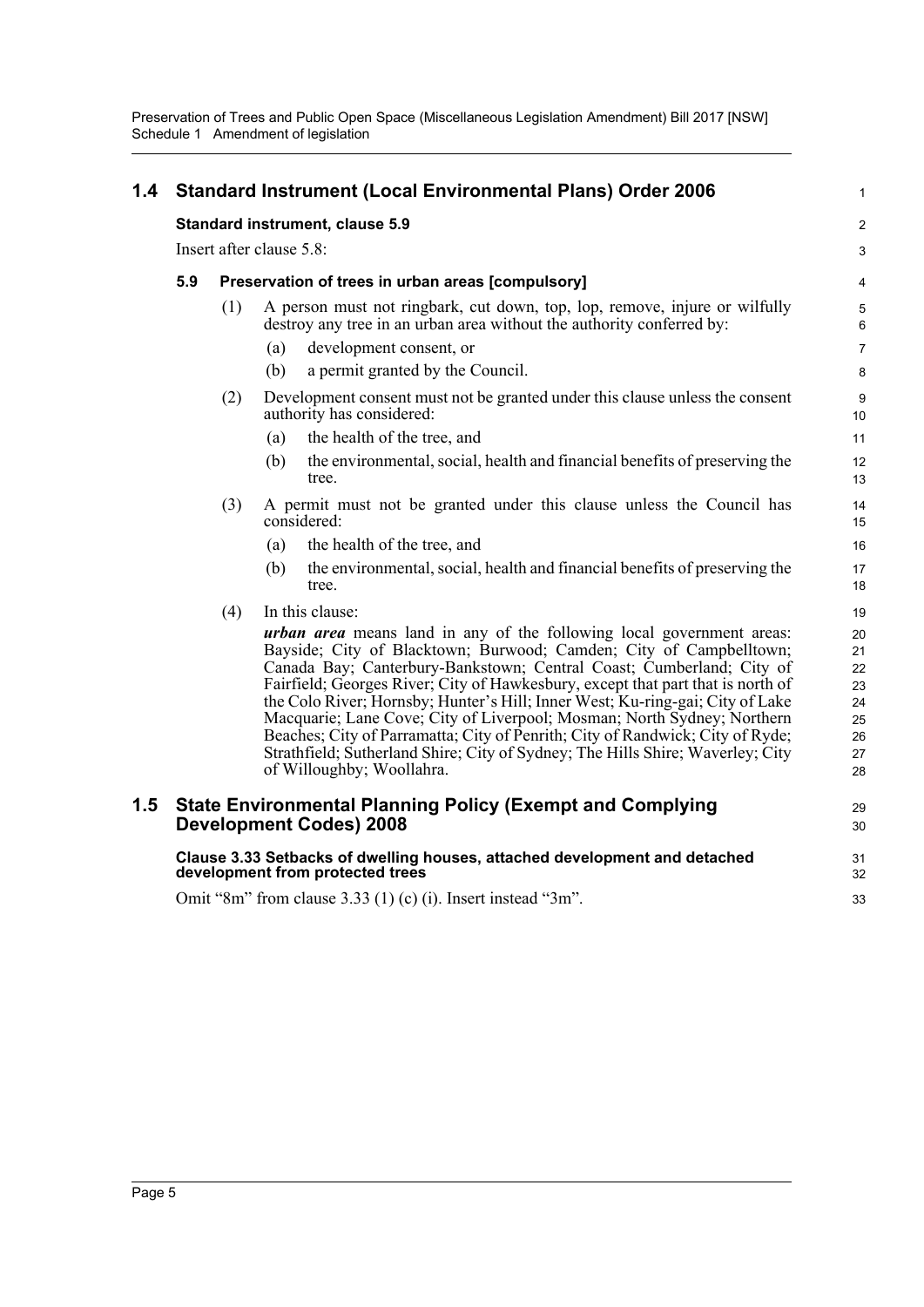## 1.4 Standard Instrument (Local Environmental Plans) Order 2006

**Standard instrument, clause 5.9**

Insert after clause 5.8:

**5.9 Preservation of trees in urban areas [compulsory]**

(1) A person must not ringbark, cut down, top, lop, remove, injure or wilfully destroy any tree in an urban area without the authority conferred by:

(a) development consent, or

(b) a permit granted by the Council.

(2) Development consent must not be granted under this clause unless the consent authority has considered:

(a) the health of the tree, and

(b) the environmental, social, health and financial benefits of preserving the tree.

(3) A permit must not be granted under this clause unless the Council has considered:

(a) the health of the tree, and

(b) the environmental, social, health and financial benefits of preserving the tree.

(4) In this clause:

***urban area*** means land in any of the following local government areas: Bayside; City of Blacktown; Burwood; Camden; City of Campbelltown; Canada Bay; Canterbury-Bankstown; Central Coast; Cumberland; City of Fairfield; Georges River; City of Hawkesbury, except that part that is north of the Colo River; Hornsby; Hunter's Hill; Inner West; Ku-ring-gai; City of Lake Macquarie; Lane Cove; City of Liverpool; Mosman; North Sydney; Northern Beaches; City of Parramatta; City of Penrith; City of Randwick; City of Ryde; Strathfield; Sutherland Shire; City of Sydney; The Hills Shire; Waverley; City of Willoughby; Woollahra.

## 1.5 State Environmental Planning Policy (Exempt and Complying Development Codes) 2008

**Clause 3.33 Setbacks of dwelling houses, attached development and detached development from protected trees**

Omit "8m" from clause 3.33 (1) (c) (i). Insert instead "3m".